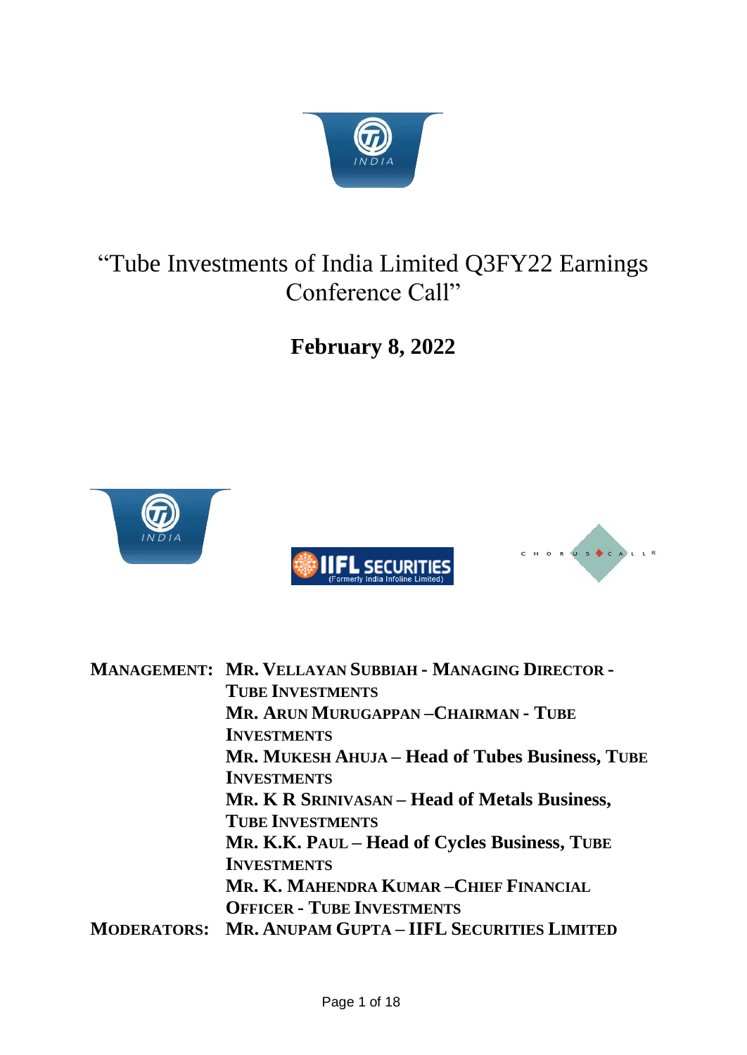# "Tube Investments of India Limited Q3FY22 Earnings Conference Call"

## February 8, 2022

**MANAGEMENT:** **MR. VELLAYAN SUBBIAH - MANAGING DIRECTOR - TUBE INVESTMENTS**

**MR. ARUN MURUGAPPAN –CHAIRMAN - TUBE INVESTMENTS**

**MR. MUKESH AHUJA – Head of Tubes Business, TUBE INVESTMENTS**

**MR. K R SRINIVASAN – Head of Metals Business, TUBE INVESTMENTS**

**MR. K.K. PAUL – Head of Cycles Business, TUBE INVESTMENTS**

**MR. K. MAHENDRA KUMAR –CHIEF FINANCIAL OFFICER - TUBE INVESTMENTS**

**MODERATORS:** **MR. ANUPAM GUPTA – IIFL SECURITIES LIMITED**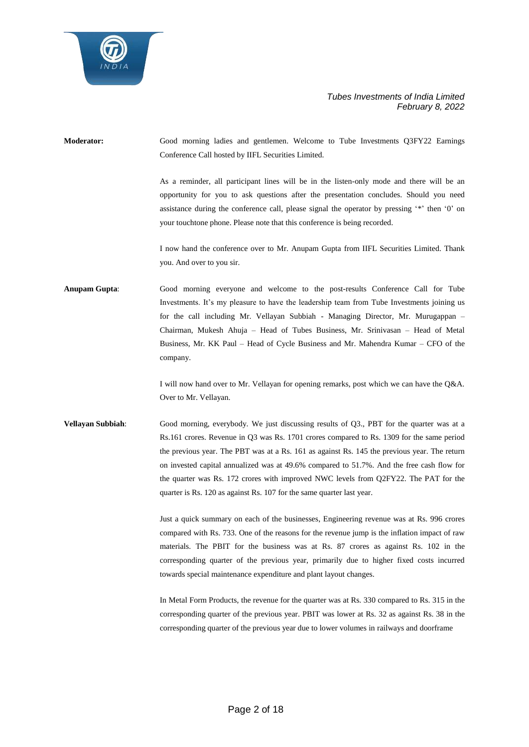**Moderator:** Good morning ladies and gentlemen. Welcome to Tube Investments Q3FY22 Earnings Conference Call hosted by IIFL Securities Limited.

As a reminder, all participant lines will be in the listen-only mode and there will be an opportunity for you to ask questions after the presentation concludes. Should you need assistance during the conference call, please signal the operator by pressing '*' then '0' on your touchtone phone. Please note that this conference is being recorded.

I now hand the conference over to Mr. Anupam Gupta from IIFL Securities Limited. Thank you. And over to you sir.

**Anupam Gupta**: Good morning everyone and welcome to the post-results Conference Call for Tube Investments. It's my pleasure to have the leadership team from Tube Investments joining us for the call including Mr. Vellayan Subbiah - Managing Director, Mr. Murugappan – Chairman, Mukesh Ahuja – Head of Tubes Business, Mr. Srinivasan – Head of Metal Business, Mr. KK Paul – Head of Cycle Business and Mr. Mahendra Kumar – CFO of the company.

I will now hand over to Mr. Vellayan for opening remarks, post which we can have the Q&A. Over to Mr. Vellayan.

**Vellayan Subbiah**: Good morning, everybody. We just discussing results of Q3., PBT for the quarter was at a Rs.161 crores. Revenue in Q3 was Rs. 1701 crores compared to Rs. 1309 for the same period the previous year. The PBT was at a Rs. 161 as against Rs. 145 the previous year. The return on invested capital annualized was at 49.6% compared to 51.7%. And the free cash flow for the quarter was Rs. 172 crores with improved NWC levels from Q2FY22. The PAT for the quarter is Rs. 120 as against Rs. 107 for the same quarter last year.

Just a quick summary on each of the businesses, Engineering revenue was at Rs. 996 crores compared with Rs. 733. One of the reasons for the revenue jump is the inflation impact of raw materials. The PBIT for the business was at Rs. 87 crores as against Rs. 102 in the corresponding quarter of the previous year, primarily due to higher fixed costs incurred towards special maintenance expenditure and plant layout changes.

In Metal Form Products, the revenue for the quarter was at Rs. 330 compared to Rs. 315 in the corresponding quarter of the previous year. PBIT was lower at Rs. 32 as against Rs. 38 in the corresponding quarter of the previous year due to lower volumes in railways and doorframe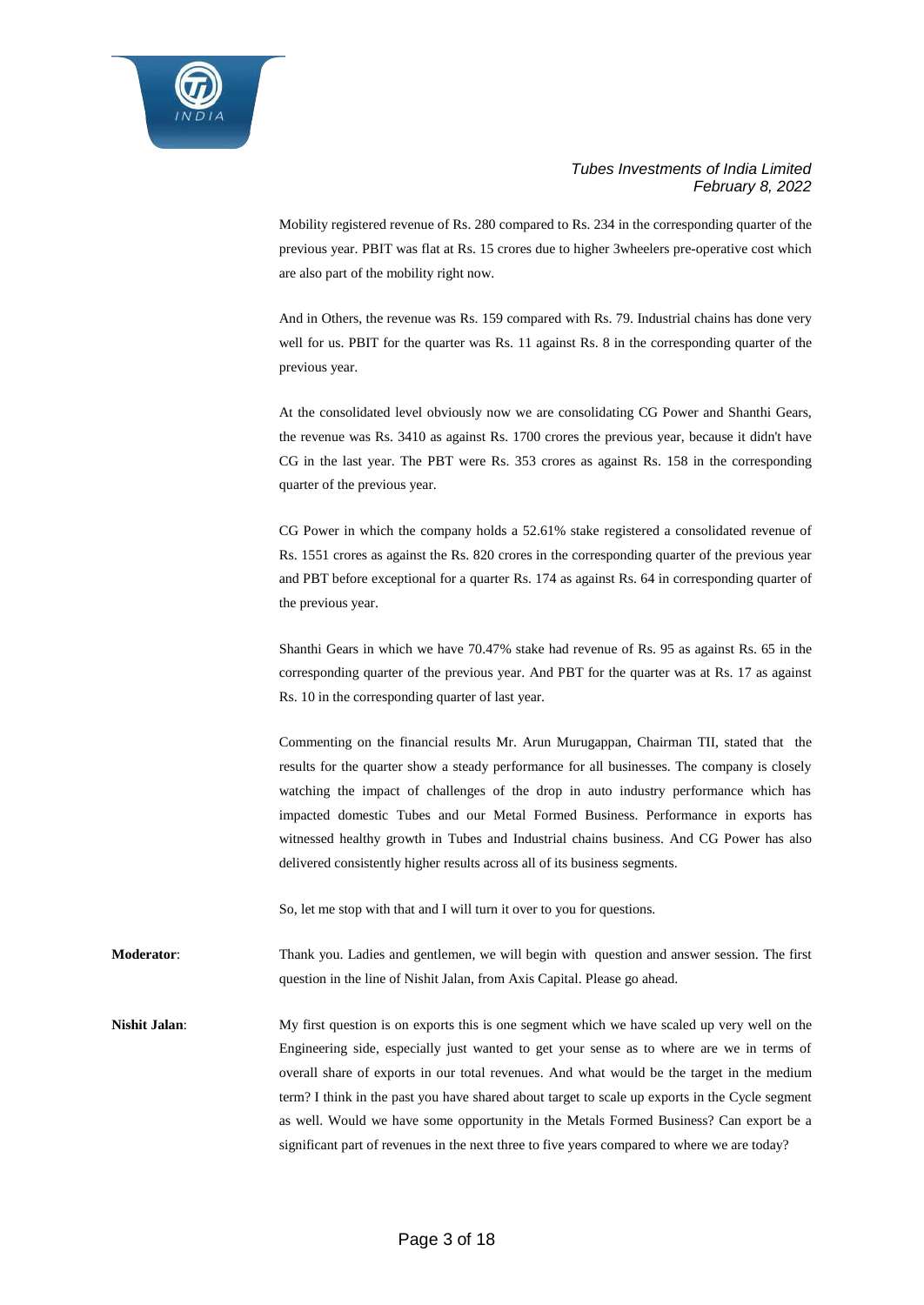Mobility registered revenue of Rs. 280 compared to Rs. 234 in the corresponding quarter of the previous year. PBIT was flat at Rs. 15 crores due to higher 3wheelers pre-operative cost which are also part of the mobility right now.

And in Others, the revenue was Rs. 159 compared with Rs. 79. Industrial chains has done very well for us. PBIT for the quarter was Rs. 11 against Rs. 8 in the corresponding quarter of the previous year.

At the consolidated level obviously now we are consolidating CG Power and Shanthi Gears, the revenue was Rs. 3410 as against Rs. 1700 crores the previous year, because it didn't have CG in the last year. The PBT were Rs. 353 crores as against Rs. 158 in the corresponding quarter of the previous year.

CG Power in which the company holds a 52.61% stake registered a consolidated revenue of Rs. 1551 crores as against the Rs. 820 crores in the corresponding quarter of the previous year and PBT before exceptional for a quarter Rs. 174 as against Rs. 64 in corresponding quarter of the previous year.

Shanthi Gears in which we have 70.47% stake had revenue of Rs. 95 as against Rs. 65 in the corresponding quarter of the previous year. And PBT for the quarter was at Rs. 17 as against Rs. 10 in the corresponding quarter of last year.

Commenting on the financial results Mr. Arun Murugappan, Chairman TII, stated that the results for the quarter show a steady performance for all businesses. The company is closely watching the impact of challenges of the drop in auto industry performance which has impacted domestic Tubes and our Metal Formed Business. Performance in exports has witnessed healthy growth in Tubes and Industrial chains business. And CG Power has also delivered consistently higher results across all of its business segments.

So, let me stop with that and I will turn it over to you for questions.

**Moderator**: Thank you. Ladies and gentlemen, we will begin with question and answer session. The first question in the line of Nishit Jalan, from Axis Capital. Please go ahead.

**Nishit Jalan**: My first question is on exports this is one segment which we have scaled up very well on the Engineering side, especially just wanted to get your sense as to where are we in terms of overall share of exports in our total revenues. And what would be the target in the medium term? I think in the past you have shared about target to scale up exports in the Cycle segment as well. Would we have some opportunity in the Metals Formed Business? Can export be a significant part of revenues in the next three to five years compared to where we are today?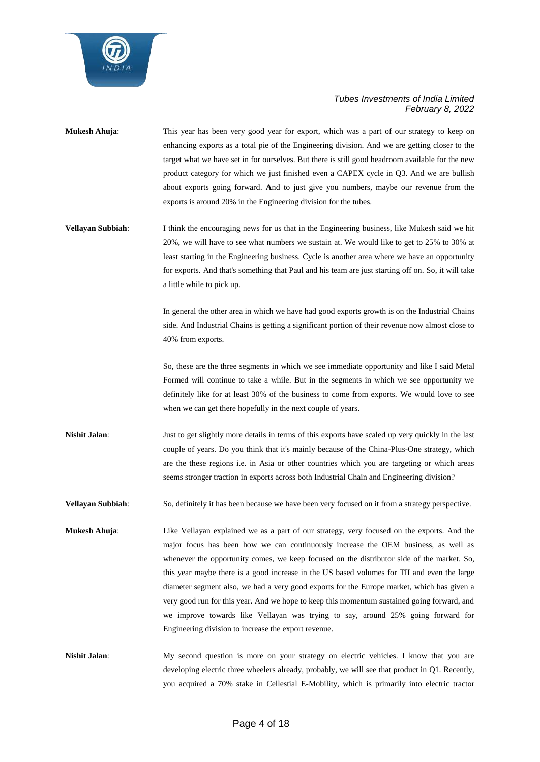**Mukesh Ahuja**: This year has been very good year for export, which was a part of our strategy to keep on enhancing exports as a total pie of the Engineering division. And we are getting closer to the target what we have set in for ourselves. But there is still good headroom available for the new product category for which we just finished even a CAPEX cycle in Q3. And we are bullish about exports going forward. **A**nd to just give you numbers, maybe our revenue from the exports is around 20% in the Engineering division for the tubes.

**Vellayan Subbiah**: I think the encouraging news for us that in the Engineering business, like Mukesh said we hit 20%, we will have to see what numbers we sustain at. We would like to get to 25% to 30% at least starting in the Engineering business. Cycle is another area where we have an opportunity for exports. And that's something that Paul and his team are just starting off on. So, it will take a little while to pick up.

In general the other area in which we have had good exports growth is on the Industrial Chains side. And Industrial Chains is getting a significant portion of their revenue now almost close to 40% from exports.

So, these are the three segments in which we see immediate opportunity and like I said Metal Formed will continue to take a while. But in the segments in which we see opportunity we definitely like for at least 30% of the business to come from exports. We would love to see when we can get there hopefully in the next couple of years.

**Nishit Jalan**: Just to get slightly more details in terms of this exports have scaled up very quickly in the last couple of years. Do you think that it's mainly because of the China-Plus-One strategy, which are the these regions i.e. in Asia or other countries which you are targeting or which areas seems stronger traction in exports across both Industrial Chain and Engineering division?

**Vellayan Subbiah**: So, definitely it has been because we have been very focused on it from a strategy perspective.

**Mukesh Ahuja**: Like Vellayan explained we as a part of our strategy, very focused on the exports. And the major focus has been how we can continuously increase the OEM business, as well as whenever the opportunity comes, we keep focused on the distributor side of the market. So, this year maybe there is a good increase in the US based volumes for TII and even the large diameter segment also, we had a very good exports for the Europe market, which has given a very good run for this year. And we hope to keep this momentum sustained going forward, and we improve towards like Vellayan was trying to say, around 25% going forward for Engineering division to increase the export revenue.

**Nishit Jalan**: My second question is more on your strategy on electric vehicles. I know that you are developing electric three wheelers already, probably, we will see that product in Q1. Recently, you acquired a 70% stake in Cellestial E-Mobility, which is primarily into electric tractor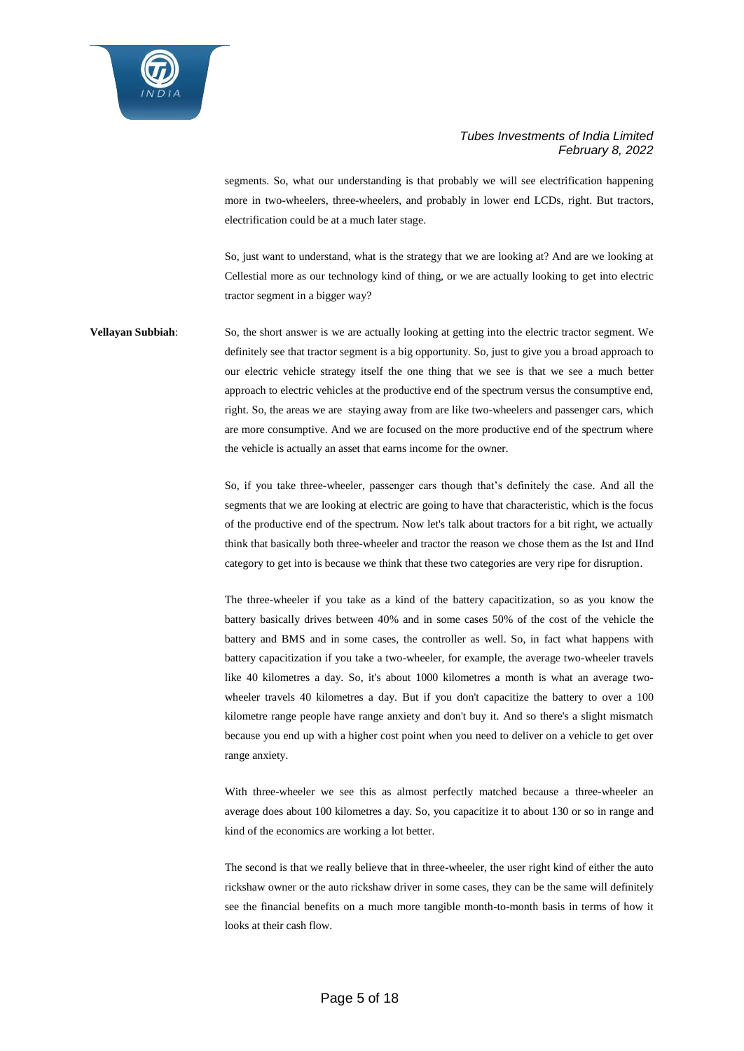segments. So, what our understanding is that probably we will see electrification happening more in two-wheelers, three-wheelers, and probably in lower end LCDs, right. But tractors, electrification could be at a much later stage.

So, just want to understand, what is the strategy that we are looking at? And are we looking at Cellestial more as our technology kind of thing, or we are actually looking to get into electric tractor segment in a bigger way?

**Vellayan Subbiah**: So, the short answer is we are actually looking at getting into the electric tractor segment. We definitely see that tractor segment is a big opportunity. So, just to give you a broad approach to our electric vehicle strategy itself the one thing that we see is that we see a much better approach to electric vehicles at the productive end of the spectrum versus the consumptive end, right. So, the areas we are staying away from are like two-wheelers and passenger cars, which are more consumptive. And we are focused on the more productive end of the spectrum where the vehicle is actually an asset that earns income for the owner.

So, if you take three-wheeler, passenger cars though that's definitely the case. And all the segments that we are looking at electric are going to have that characteristic, which is the focus of the productive end of the spectrum. Now let's talk about tractors for a bit right, we actually think that basically both three-wheeler and tractor the reason we chose them as the Ist and IInd category to get into is because we think that these two categories are very ripe for disruption.

The three-wheeler if you take as a kind of the battery capacitization, so as you know the battery basically drives between 40% and in some cases 50% of the cost of the vehicle the battery and BMS and in some cases, the controller as well. So, in fact what happens with battery capacitization if you take a two-wheeler, for example, the average two-wheeler travels like 40 kilometres a day. So, it's about 1000 kilometres a month is what an average two-wheeler travels 40 kilometres a day. But if you don't capacitize the battery to over a 100 kilometre range people have range anxiety and don't buy it. And so there's a slight mismatch because you end up with a higher cost point when you need to deliver on a vehicle to get over range anxiety.

With three-wheeler we see this as almost perfectly matched because a three-wheeler an average does about 100 kilometres a day. So, you capacitize it to about 130 or so in range and kind of the economics are working a lot better.

The second is that we really believe that in three-wheeler, the user right kind of either the auto rickshaw owner or the auto rickshaw driver in some cases, they can be the same will definitely see the financial benefits on a much more tangible month-to-month basis in terms of how it looks at their cash flow.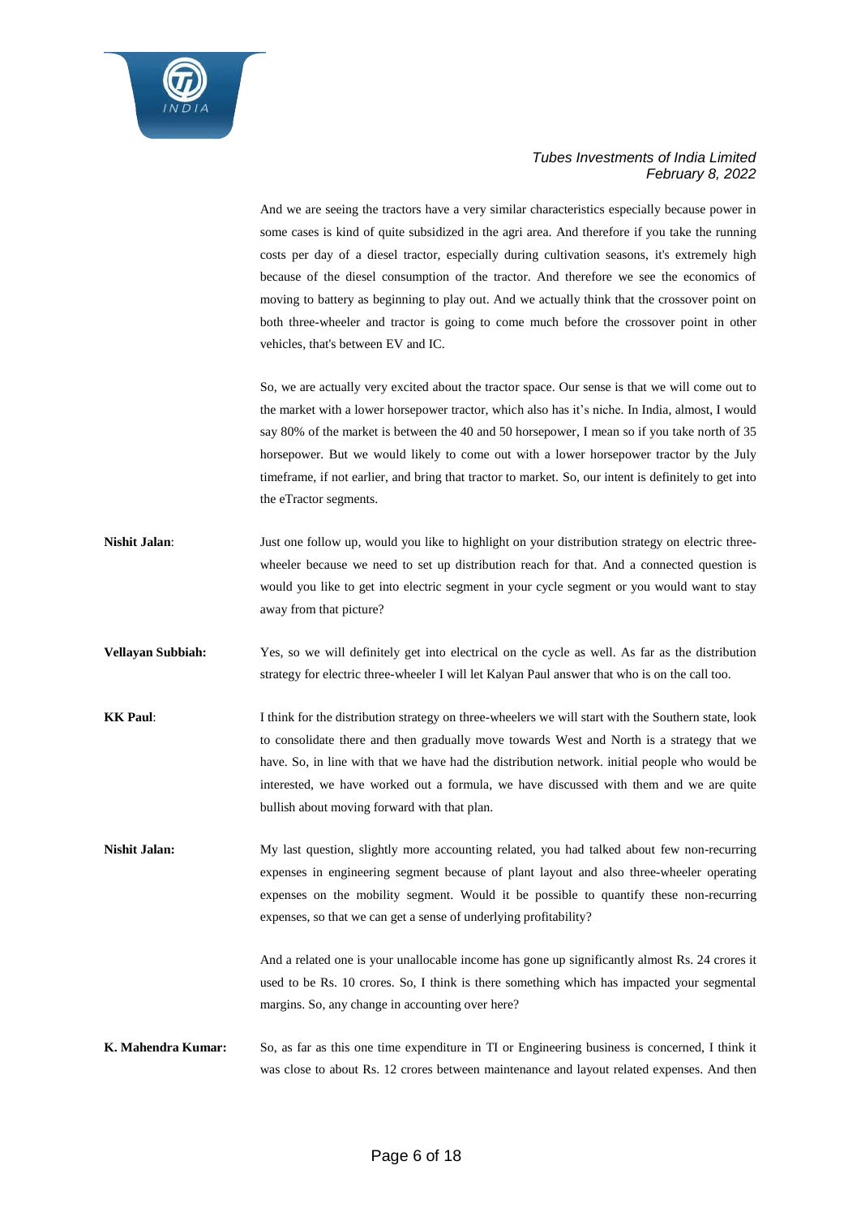And we are seeing the tractors have a very similar characteristics especially because power in some cases is kind of quite subsidized in the agri area. And therefore if you take the running costs per day of a diesel tractor, especially during cultivation seasons, it's extremely high because of the diesel consumption of the tractor. And therefore we see the economics of moving to battery as beginning to play out. And we actually think that the crossover point on both three-wheeler and tractor is going to come much before the crossover point in other vehicles, that's between EV and IC.

So, we are actually very excited about the tractor space. Our sense is that we will come out to the market with a lower horsepower tractor, which also has it's niche. In India, almost, I would say 80% of the market is between the 40 and 50 horsepower, I mean so if you take north of 35 horsepower. But we would likely to come out with a lower horsepower tractor by the July timeframe, if not earlier, and bring that tractor to market. So, our intent is definitely to get into the eTractor segments.

**Nishit Jalan**: Just one follow up, would you like to highlight on your distribution strategy on electric three-wheeler because we need to set up distribution reach for that. And a connected question is would you like to get into electric segment in your cycle segment or you would want to stay away from that picture?

**Vellayan Subbiah:** Yes, so we will definitely get into electrical on the cycle as well. As far as the distribution strategy for electric three-wheeler I will let Kalyan Paul answer that who is on the call too.

**KK Paul**: I think for the distribution strategy on three-wheelers we will start with the Southern state, look to consolidate there and then gradually move towards West and North is a strategy that we have. So, in line with that we have had the distribution network. initial people who would be interested, we have worked out a formula, we have discussed with them and we are quite bullish about moving forward with that plan.

**Nishit Jalan:** My last question, slightly more accounting related, you had talked about few non-recurring expenses in engineering segment because of plant layout and also three-wheeler operating expenses on the mobility segment. Would it be possible to quantify these non-recurring expenses, so that we can get a sense of underlying profitability?

And a related one is your unallocable income has gone up significantly almost Rs. 24 crores it used to be Rs. 10 crores. So, I think is there something which has impacted your segmental margins. So, any change in accounting over here?

**K. Mahendra Kumar:** So, as far as this one time expenditure in TI or Engineering business is concerned, I think it was close to about Rs. 12 crores between maintenance and layout related expenses. And then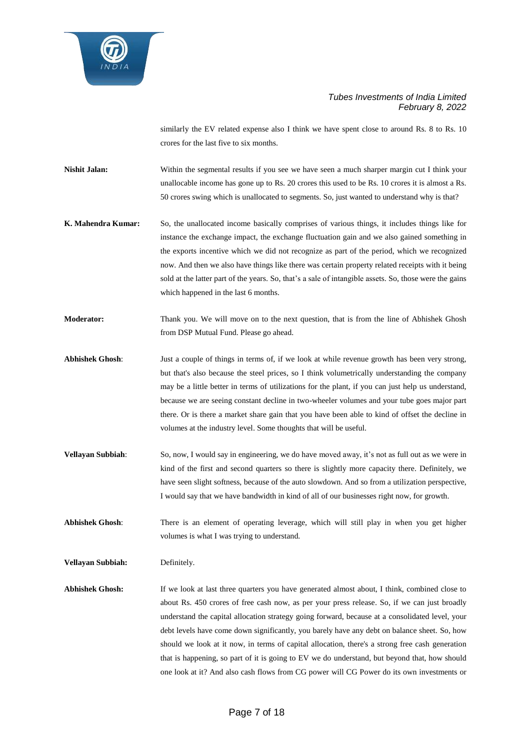similarly the EV related expense also I think we have spent close to around Rs. 8 to Rs. 10 crores for the last five to six months.

**Nishit Jalan:** Within the segmental results if you see we have seen a much sharper margin cut I think your unallocable income has gone up to Rs. 20 crores this used to be Rs. 10 crores it is almost a Rs. 50 crores swing which is unallocated to segments. So, just wanted to understand why is that?

**K. Mahendra Kumar:** So, the unallocated income basically comprises of various things, it includes things like for instance the exchange impact, the exchange fluctuation gain and we also gained something in the exports incentive which we did not recognize as part of the period, which we recognized now. And then we also have things like there was certain property related receipts with it being sold at the latter part of the years. So, that's a sale of intangible assets. So, those were the gains which happened in the last 6 months.

**Moderator:** Thank you. We will move on to the next question, that is from the line of Abhishek Ghosh from DSP Mutual Fund. Please go ahead.

**Abhishek Ghosh**: Just a couple of things in terms of, if we look at while revenue growth has been very strong, but that's also because the steel prices, so I think volumetrically understanding the company may be a little better in terms of utilizations for the plant, if you can just help us understand, because we are seeing constant decline in two-wheeler volumes and your tube goes major part there. Or is there a market share gain that you have been able to kind of offset the decline in volumes at the industry level. Some thoughts that will be useful.

**Vellayan Subbiah**: So, now, I would say in engineering, we do have moved away, it's not as full out as we were in kind of the first and second quarters so there is slightly more capacity there. Definitely, we have seen slight softness, because of the auto slowdown. And so from a utilization perspective, I would say that we have bandwidth in kind of all of our businesses right now, for growth.

**Abhishek Ghosh**: There is an element of operating leverage, which will still play in when you get higher volumes is what I was trying to understand.

**Vellayan Subbiah:** Definitely.

**Abhishek Ghosh:** If we look at last three quarters you have generated almost about, I think, combined close to about Rs. 450 crores of free cash now, as per your press release. So, if we can just broadly understand the capital allocation strategy going forward, because at a consolidated level, your debt levels have come down significantly, you barely have any debt on balance sheet. So, how should we look at it now, in terms of capital allocation, there's a strong free cash generation that is happening, so part of it is going to EV we do understand, but beyond that, how should one look at it? And also cash flows from CG power will CG Power do its own investments or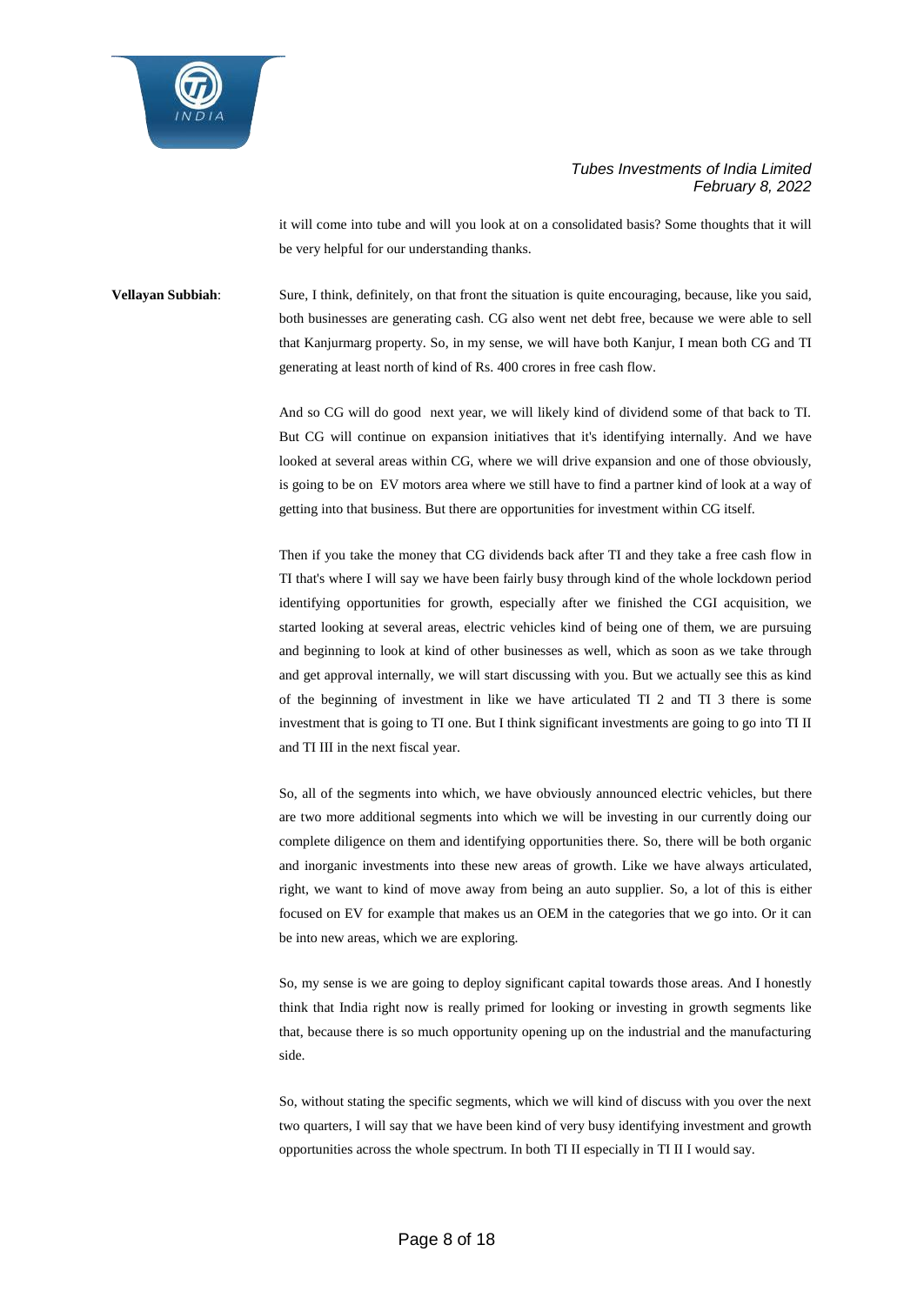it will come into tube and will you look at on a consolidated basis? Some thoughts that it will be very helpful for our understanding thanks.

**Vellayan Subbiah**: Sure, I think, definitely, on that front the situation is quite encouraging, because, like you said, both businesses are generating cash. CG also went net debt free, because we were able to sell that Kanjurmarg property. So, in my sense, we will have both Kanjur, I mean both CG and TI generating at least north of kind of Rs. 400 crores in free cash flow.

And so CG will do good next year, we will likely kind of dividend some of that back to TI. But CG will continue on expansion initiatives that it's identifying internally. And we have looked at several areas within CG, where we will drive expansion and one of those obviously, is going to be on EV motors area where we still have to find a partner kind of look at a way of getting into that business. But there are opportunities for investment within CG itself.

Then if you take the money that CG dividends back after TI and they take a free cash flow in TI that's where I will say we have been fairly busy through kind of the whole lockdown period identifying opportunities for growth, especially after we finished the CGI acquisition, we started looking at several areas, electric vehicles kind of being one of them, we are pursuing and beginning to look at kind of other businesses as well, which as soon as we take through and get approval internally, we will start discussing with you. But we actually see this as kind of the beginning of investment in like we have articulated TI 2 and TI 3 there is some investment that is going to TI one. But I think significant investments are going to go into TI II and TI III in the next fiscal year.

So, all of the segments into which, we have obviously announced electric vehicles, but there are two more additional segments into which we will be investing in our currently doing our complete diligence on them and identifying opportunities there. So, there will be both organic and inorganic investments into these new areas of growth. Like we have always articulated, right, we want to kind of move away from being an auto supplier. So, a lot of this is either focused on EV for example that makes us an OEM in the categories that we go into. Or it can be into new areas, which we are exploring.

So, my sense is we are going to deploy significant capital towards those areas. And I honestly think that India right now is really primed for looking or investing in growth segments like that, because there is so much opportunity opening up on the industrial and the manufacturing side.

So, without stating the specific segments, which we will kind of discuss with you over the next two quarters, I will say that we have been kind of very busy identifying investment and growth opportunities across the whole spectrum. In both TI II especially in TI II I would say.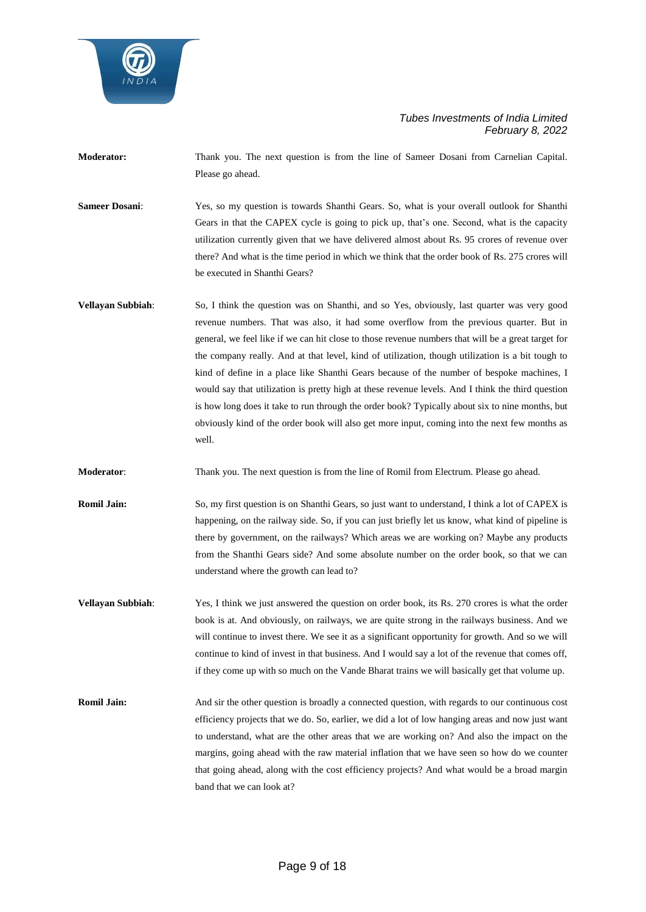**Moderator:** Thank you. The next question is from the line of Sameer Dosani from Carnelian Capital. Please go ahead.

**Sameer Dosani**: Yes, so my question is towards Shanthi Gears. So, what is your overall outlook for Shanthi Gears in that the CAPEX cycle is going to pick up, that's one. Second, what is the capacity utilization currently given that we have delivered almost about Rs. 95 crores of revenue over there? And what is the time period in which we think that the order book of Rs. 275 crores will be executed in Shanthi Gears?

**Vellayan Subbiah**: So, I think the question was on Shanthi, and so Yes, obviously, last quarter was very good revenue numbers. That was also, it had some overflow from the previous quarter. But in general, we feel like if we can hit close to those revenue numbers that will be a great target for the company really. And at that level, kind of utilization, though utilization is a bit tough to kind of define in a place like Shanthi Gears because of the number of bespoke machines, I would say that utilization is pretty high at these revenue levels. And I think the third question is how long does it take to run through the order book? Typically about six to nine months, but obviously kind of the order book will also get more input, coming into the next few months as well.

**Moderator**: Thank you. The next question is from the line of Romil from Electrum. Please go ahead.

**Romil Jain:** So, my first question is on Shanthi Gears, so just want to understand, I think a lot of CAPEX is happening, on the railway side. So, if you can just briefly let us know, what kind of pipeline is there by government, on the railways? Which areas we are working on? Maybe any products from the Shanthi Gears side? And some absolute number on the order book, so that we can understand where the growth can lead to?

**Vellayan Subbiah**: Yes, I think we just answered the question on order book, its Rs. 270 crores is what the order book is at. And obviously, on railways, we are quite strong in the railways business. And we will continue to invest there. We see it as a significant opportunity for growth. And so we will continue to kind of invest in that business. And I would say a lot of the revenue that comes off, if they come up with so much on the Vande Bharat trains we will basically get that volume up.

**Romil Jain:** And sir the other question is broadly a connected question, with regards to our continuous cost efficiency projects that we do. So, earlier, we did a lot of low hanging areas and now just want to understand, what are the other areas that we are working on? And also the impact on the margins, going ahead with the raw material inflation that we have seen so how do we counter that going ahead, along with the cost efficiency projects? And what would be a broad margin band that we can look at?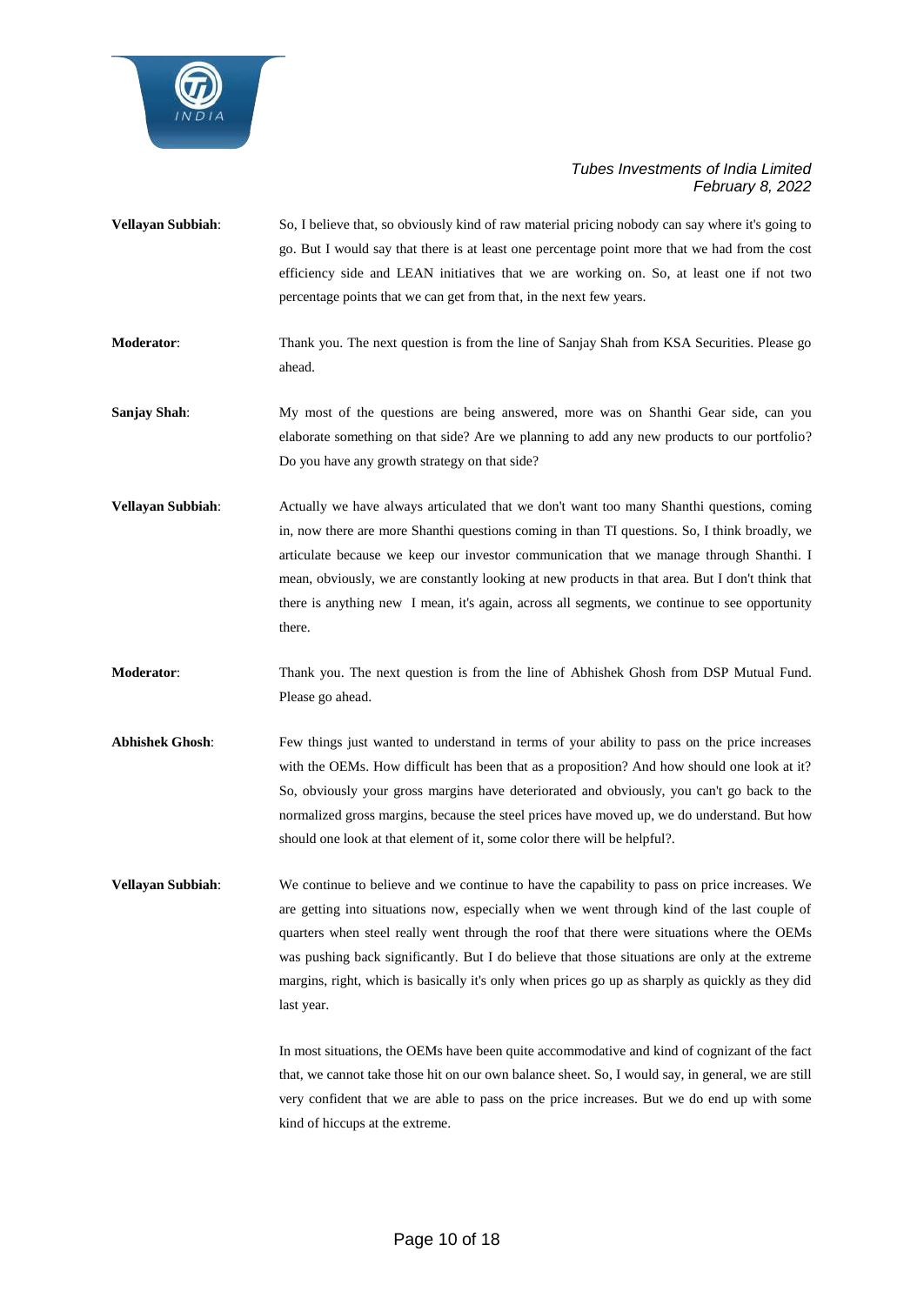**Vellayan Subbiah**: So, I believe that, so obviously kind of raw material pricing nobody can say where it's going to go. But I would say that there is at least one percentage point more that we had from the cost efficiency side and LEAN initiatives that we are working on. So, at least one if not two percentage points that we can get from that, in the next few years.

**Moderator**: Thank you. The next question is from the line of Sanjay Shah from KSA Securities. Please go ahead.

**Sanjay Shah**: My most of the questions are being answered, more was on Shanthi Gear side, can you elaborate something on that side? Are we planning to add any new products to our portfolio? Do you have any growth strategy on that side?

**Vellayan Subbiah**: Actually we have always articulated that we don't want too many Shanthi questions, coming in, now there are more Shanthi questions coming in than TI questions. So, I think broadly, we articulate because we keep our investor communication that we manage through Shanthi. I mean, obviously, we are constantly looking at new products in that area. But I don't think that there is anything new I mean, it's again, across all segments, we continue to see opportunity there.

**Moderator**: Thank you. The next question is from the line of Abhishek Ghosh from DSP Mutual Fund. Please go ahead.

**Abhishek Ghosh**: Few things just wanted to understand in terms of your ability to pass on the price increases with the OEMs. How difficult has been that as a proposition? And how should one look at it? So, obviously your gross margins have deteriorated and obviously, you can't go back to the normalized gross margins, because the steel prices have moved up, we do understand. But how should one look at that element of it, some color there will be helpful?.

**Vellayan Subbiah**: We continue to believe and we continue to have the capability to pass on price increases. We are getting into situations now, especially when we went through kind of the last couple of quarters when steel really went through the roof that there were situations where the OEMs was pushing back significantly. But I do believe that those situations are only at the extreme margins, right, which is basically it's only when prices go up as sharply as quickly as they did last year.

In most situations, the OEMs have been quite accommodative and kind of cognizant of the fact that, we cannot take those hit on our own balance sheet. So, I would say, in general, we are still very confident that we are able to pass on the price increases. But we do end up with some kind of hiccups at the extreme.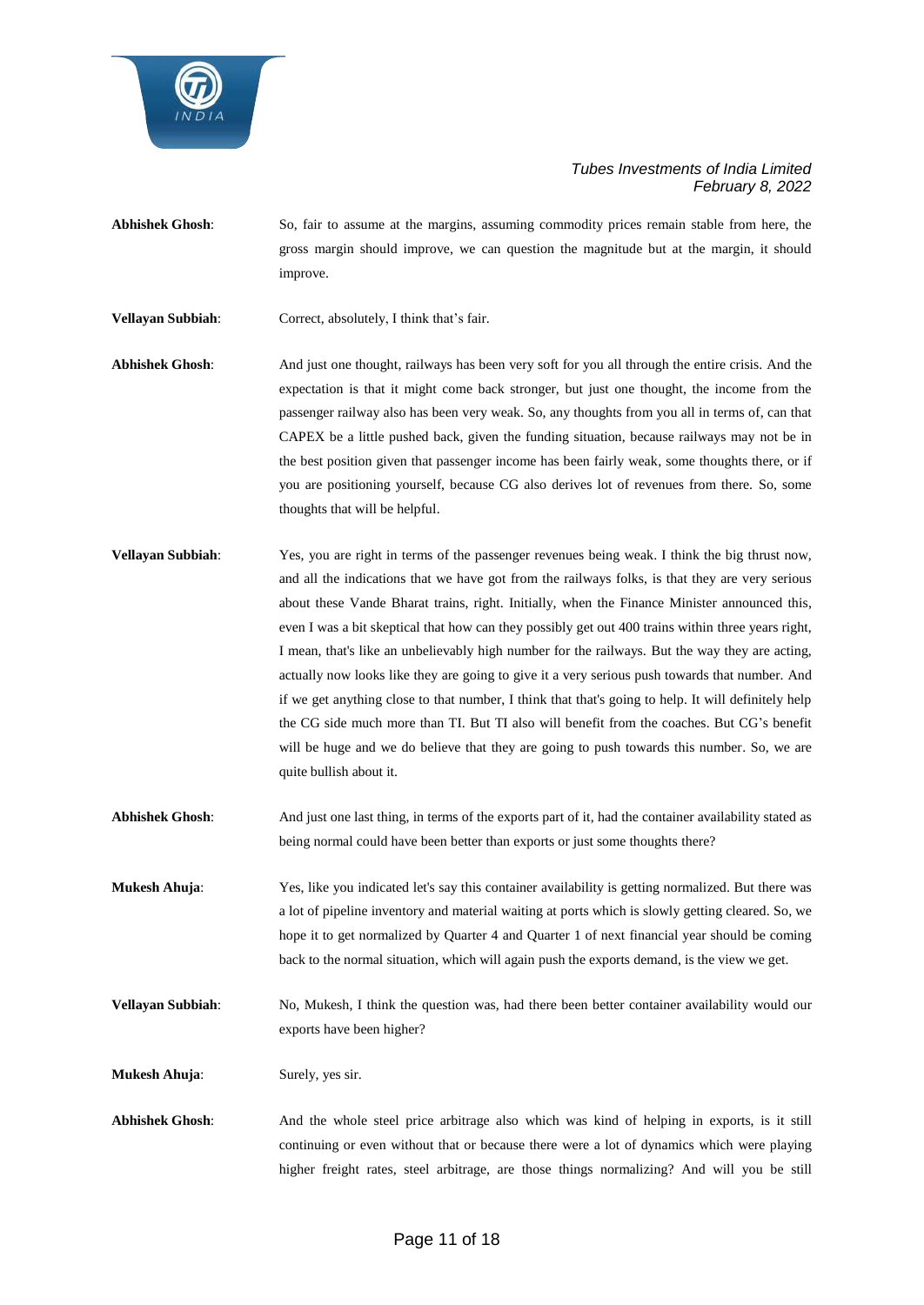**Abhishek Ghosh**: So, fair to assume at the margins, assuming commodity prices remain stable from here, the gross margin should improve, we can question the magnitude but at the margin, it should improve.

**Vellayan Subbiah**: Correct, absolutely, I think that's fair.

**Abhishek Ghosh**: And just one thought, railways has been very soft for you all through the entire crisis. And the expectation is that it might come back stronger, but just one thought, the income from the passenger railway also has been very weak. So, any thoughts from you all in terms of, can that CAPEX be a little pushed back, given the funding situation, because railways may not be in the best position given that passenger income has been fairly weak, some thoughts there, or if you are positioning yourself, because CG also derives lot of revenues from there. So, some thoughts that will be helpful.

**Vellayan Subbiah**: Yes, you are right in terms of the passenger revenues being weak. I think the big thrust now, and all the indications that we have got from the railways folks, is that they are very serious about these Vande Bharat trains, right. Initially, when the Finance Minister announced this, even I was a bit skeptical that how can they possibly get out 400 trains within three years right, I mean, that's like an unbelievably high number for the railways. But the way they are acting, actually now looks like they are going to give it a very serious push towards that number. And if we get anything close to that number, I think that that's going to help. It will definitely help the CG side much more than TI. But TI also will benefit from the coaches. But CG's benefit will be huge and we do believe that they are going to push towards this number. So, we are quite bullish about it.

**Abhishek Ghosh**: And just one last thing, in terms of the exports part of it, had the container availability stated as being normal could have been better than exports or just some thoughts there?

**Mukesh Ahuja**: Yes, like you indicated let's say this container availability is getting normalized. But there was a lot of pipeline inventory and material waiting at ports which is slowly getting cleared. So, we hope it to get normalized by Quarter 4 and Quarter 1 of next financial year should be coming back to the normal situation, which will again push the exports demand, is the view we get.

**Vellayan Subbiah**: No, Mukesh, I think the question was, had there been better container availability would our exports have been higher?

**Mukesh Ahuja**: Surely, yes sir.

**Abhishek Ghosh**: And the whole steel price arbitrage also which was kind of helping in exports, is it still continuing or even without that or because there were a lot of dynamics which were playing higher freight rates, steel arbitrage, are those things normalizing? And will you be still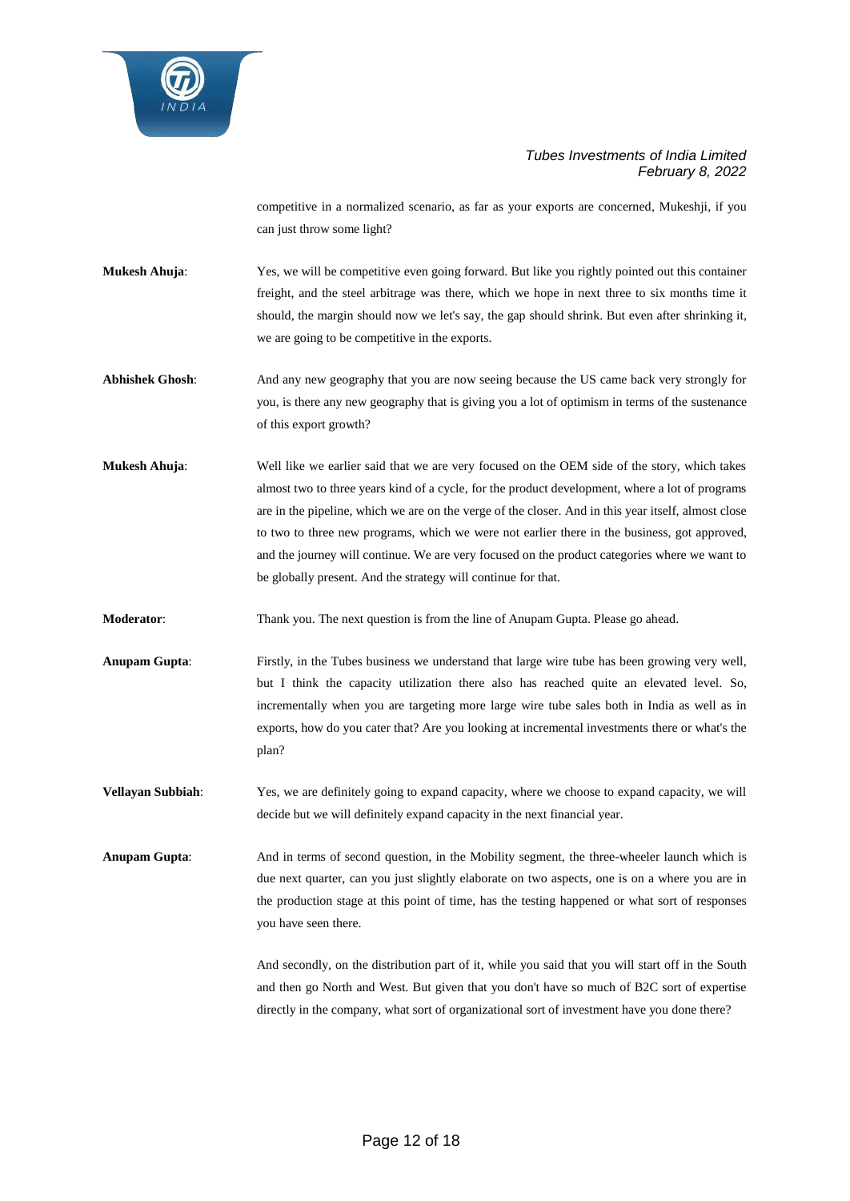competitive in a normalized scenario, as far as your exports are concerned, Mukeshji, if you can just throw some light?

**Mukesh Ahuja**: Yes, we will be competitive even going forward. But like you rightly pointed out this container freight, and the steel arbitrage was there, which we hope in next three to six months time it should, the margin should now we let's say, the gap should shrink. But even after shrinking it, we are going to be competitive in the exports.

**Abhishek Ghosh**: And any new geography that you are now seeing because the US came back very strongly for you, is there any new geography that is giving you a lot of optimism in terms of the sustenance of this export growth?

**Mukesh Ahuja**: Well like we earlier said that we are very focused on the OEM side of the story, which takes almost two to three years kind of a cycle, for the product development, where a lot of programs are in the pipeline, which we are on the verge of the closer. And in this year itself, almost close to two to three new programs, which we were not earlier there in the business, got approved, and the journey will continue. We are very focused on the product categories where we want to be globally present. And the strategy will continue for that.

**Moderator**: Thank you. The next question is from the line of Anupam Gupta. Please go ahead.

**Anupam Gupta**: Firstly, in the Tubes business we understand that large wire tube has been growing very well, but I think the capacity utilization there also has reached quite an elevated level. So, incrementally when you are targeting more large wire tube sales both in India as well as in exports, how do you cater that? Are you looking at incremental investments there or what's the plan?

**Vellayan Subbiah**: Yes, we are definitely going to expand capacity, where we choose to expand capacity, we will decide but we will definitely expand capacity in the next financial year.

**Anupam Gupta**: And in terms of second question, in the Mobility segment, the three-wheeler launch which is due next quarter, can you just slightly elaborate on two aspects, one is on a where you are in the production stage at this point of time, has the testing happened or what sort of responses you have seen there.

And secondly, on the distribution part of it, while you said that you will start off in the South and then go North and West. But given that you don't have so much of B2C sort of expertise directly in the company, what sort of organizational sort of investment have you done there?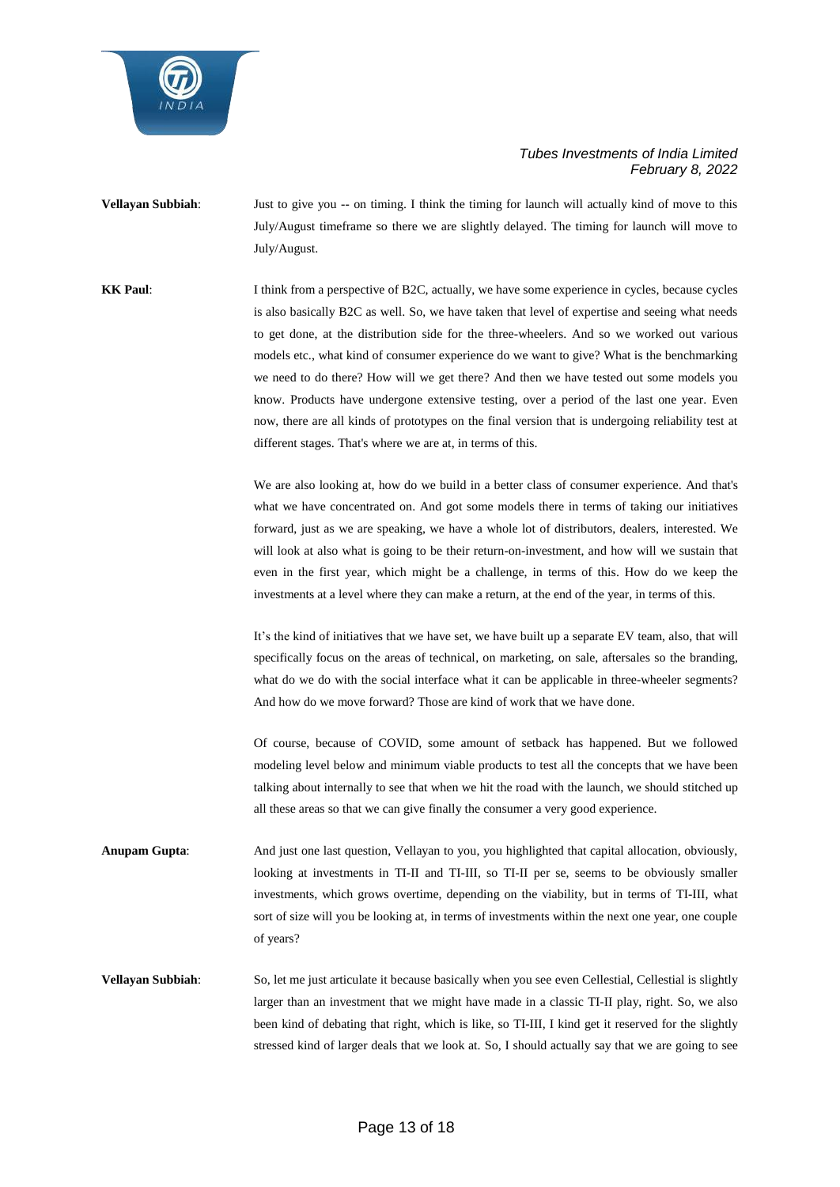**Vellayan Subbiah**: Just to give you -- on timing. I think the timing for launch will actually kind of move to this July/August timeframe so there we are slightly delayed. The timing for launch will move to July/August.

**KK Paul**: I think from a perspective of B2C, actually, we have some experience in cycles, because cycles is also basically B2C as well. So, we have taken that level of expertise and seeing what needs to get done, at the distribution side for the three-wheelers. And so we worked out various models etc., what kind of consumer experience do we want to give? What is the benchmarking we need to do there? How will we get there? And then we have tested out some models you know. Products have undergone extensive testing, over a period of the last one year. Even now, there are all kinds of prototypes on the final version that is undergoing reliability test at different stages. That's where we are at, in terms of this.

We are also looking at, how do we build in a better class of consumer experience. And that's what we have concentrated on. And got some models there in terms of taking our initiatives forward, just as we are speaking, we have a whole lot of distributors, dealers, interested. We will look at also what is going to be their return-on-investment, and how will we sustain that even in the first year, which might be a challenge, in terms of this. How do we keep the investments at a level where they can make a return, at the end of the year, in terms of this.

It's the kind of initiatives that we have set, we have built up a separate EV team, also, that will specifically focus on the areas of technical, on marketing, on sale, aftersales so the branding, what do we do with the social interface what it can be applicable in three-wheeler segments? And how do we move forward? Those are kind of work that we have done.

Of course, because of COVID, some amount of setback has happened. But we followed modeling level below and minimum viable products to test all the concepts that we have been talking about internally to see that when we hit the road with the launch, we should stitched up all these areas so that we can give finally the consumer a very good experience.

**Anupam Gupta**: And just one last question, Vellayan to you, you highlighted that capital allocation, obviously, looking at investments in TI-II and TI-III, so TI-II per se, seems to be obviously smaller investments, which grows overtime, depending on the viability, but in terms of TI-III, what sort of size will you be looking at, in terms of investments within the next one year, one couple of years?

**Vellayan Subbiah**: So, let me just articulate it because basically when you see even Cellestial, Cellestial is slightly larger than an investment that we might have made in a classic TI-II play, right. So, we also been kind of debating that right, which is like, so TI-III, I kind get it reserved for the slightly stressed kind of larger deals that we look at. So, I should actually say that we are going to see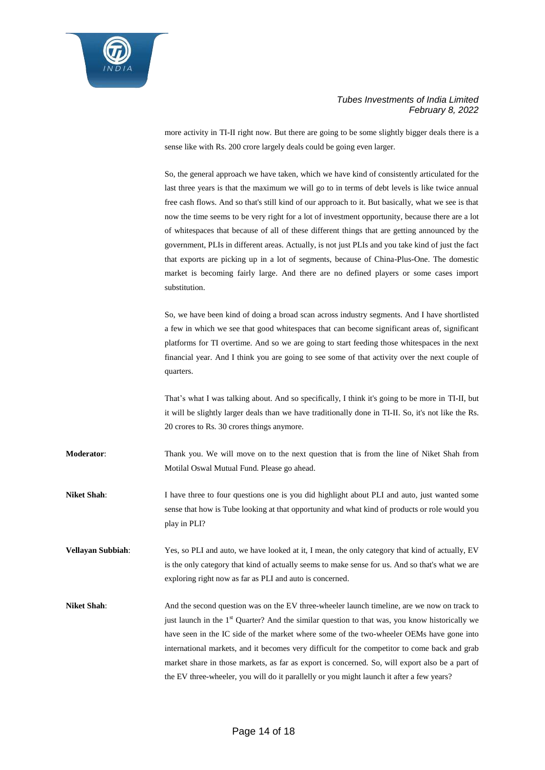more activity in TI-II right now. But there are going to be some slightly bigger deals there is a sense like with Rs. 200 crore largely deals could be going even larger.

So, the general approach we have taken, which we have kind of consistently articulated for the last three years is that the maximum we will go to in terms of debt levels is like twice annual free cash flows. And so that's still kind of our approach to it. But basically, what we see is that now the time seems to be very right for a lot of investment opportunity, because there are a lot of whitespaces that because of all of these different things that are getting announced by the government, PLIs in different areas. Actually, is not just PLIs and you take kind of just the fact that exports are picking up in a lot of segments, because of China-Plus-One. The domestic market is becoming fairly large. And there are no defined players or some cases import substitution.

So, we have been kind of doing a broad scan across industry segments. And I have shortlisted a few in which we see that good whitespaces that can become significant areas of, significant platforms for TI overtime. And so we are going to start feeding those whitespaces in the next financial year. And I think you are going to see some of that activity over the next couple of quarters.

That's what I was talking about. And so specifically, I think it's going to be more in TI-II, but it will be slightly larger deals than we have traditionally done in TI-II. So, it's not like the Rs. 20 crores to Rs. 30 crores things anymore.

**Moderator**: Thank you. We will move on to the next question that is from the line of Niket Shah from Motilal Oswal Mutual Fund. Please go ahead.

**Niket Shah**: I have three to four questions one is you did highlight about PLI and auto, just wanted some sense that how is Tube looking at that opportunity and what kind of products or role would you play in PLI?

**Vellayan Subbiah**: Yes, so PLI and auto, we have looked at it, I mean, the only category that kind of actually, EV is the only category that kind of actually seems to make sense for us. And so that's what we are exploring right now as far as PLI and auto is concerned.

**Niket Shah**: And the second question was on the EV three-wheeler launch timeline, are we now on track to just launch in the 1st Quarter? And the similar question to that was, you know historically we have seen in the IC side of the market where some of the two-wheeler OEMs have gone into international markets, and it becomes very difficult for the competitor to come back and grab market share in those markets, as far as export is concerned. So, will export also be a part of the EV three-wheeler, you will do it parallelly or you might launch it after a few years?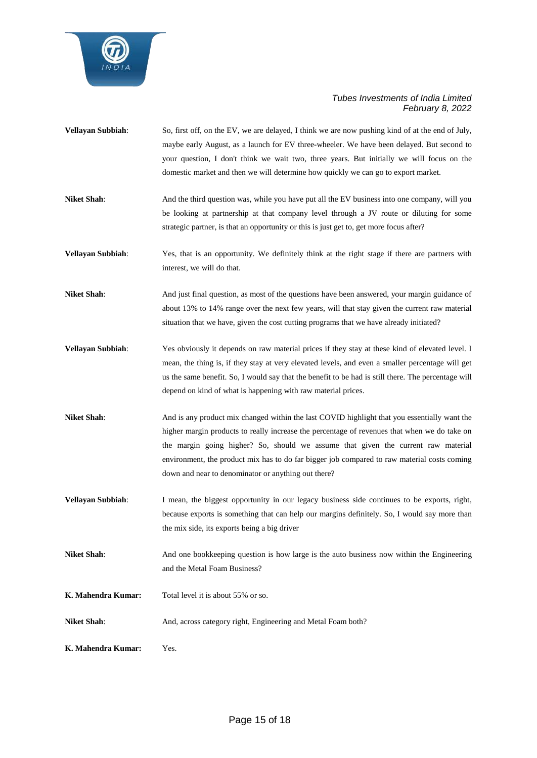**Vellayan Subbiah**: So, first off, on the EV, we are delayed, I think we are now pushing kind of at the end of July, maybe early August, as a launch for EV three-wheeler. We have been delayed. But second to your question, I don't think we wait two, three years. But initially we will focus on the domestic market and then we will determine how quickly we can go to export market.

**Niket Shah**: And the third question was, while you have put all the EV business into one company, will you be looking at partnership at that company level through a JV route or diluting for some strategic partner, is that an opportunity or this is just get to, get more focus after?

**Vellayan Subbiah**: Yes, that is an opportunity. We definitely think at the right stage if there are partners with interest, we will do that.

**Niket Shah**: And just final question, as most of the questions have been answered, your margin guidance of about 13% to 14% range over the next few years, will that stay given the current raw material situation that we have, given the cost cutting programs that we have already initiated?

**Vellayan Subbiah**: Yes obviously it depends on raw material prices if they stay at these kind of elevated level. I mean, the thing is, if they stay at very elevated levels, and even a smaller percentage will get us the same benefit. So, I would say that the benefit to be had is still there. The percentage will depend on kind of what is happening with raw material prices.

**Niket Shah**: And is any product mix changed within the last COVID highlight that you essentially want the higher margin products to really increase the percentage of revenues that when we do take on the margin going higher? So, should we assume that given the current raw material environment, the product mix has to do far bigger job compared to raw material costs coming down and near to denominator or anything out there?

**Vellayan Subbiah**: I mean, the biggest opportunity in our legacy business side continues to be exports, right, because exports is something that can help our margins definitely. So, I would say more than the mix side, its exports being a big driver

**Niket Shah**: And one bookkeeping question is how large is the auto business now within the Engineering and the Metal Foam Business?

**K. Mahendra Kumar:** Total level it is about 55% or so.

**Niket Shah**: And, across category right, Engineering and Metal Foam both?

**K. Mahendra Kumar:** Yes.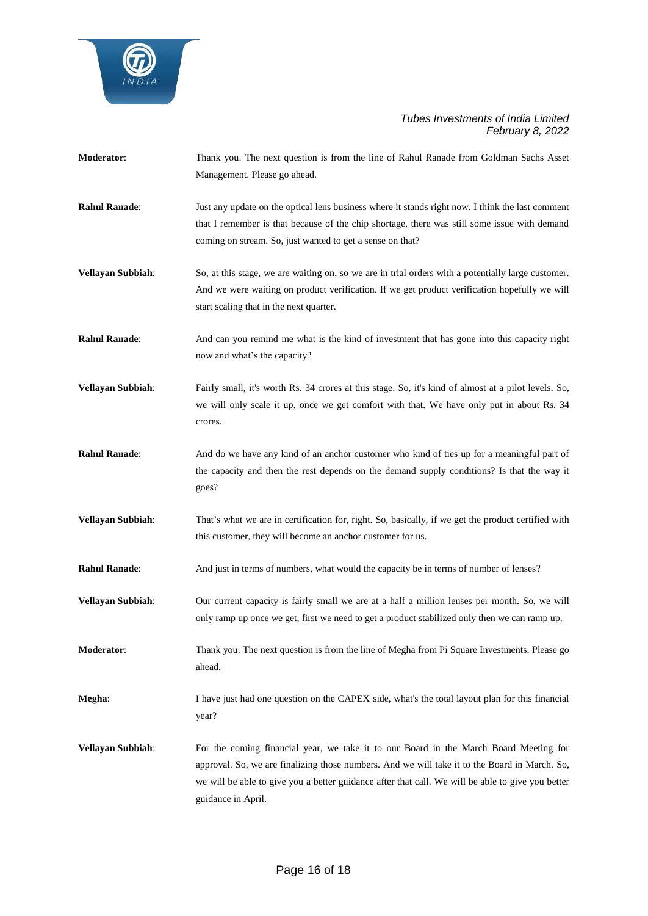**Moderator**: Thank you. The next question is from the line of Rahul Ranade from Goldman Sachs Asset Management. Please go ahead.

**Rahul Ranade**: Just any update on the optical lens business where it stands right now. I think the last comment that I remember is that because of the chip shortage, there was still some issue with demand coming on stream. So, just wanted to get a sense on that?

**Vellayan Subbiah**: So, at this stage, we are waiting on, so we are in trial orders with a potentially large customer. And we were waiting on product verification. If we get product verification hopefully we will start scaling that in the next quarter.

**Rahul Ranade**: And can you remind me what is the kind of investment that has gone into this capacity right now and what's the capacity?

**Vellayan Subbiah**: Fairly small, it's worth Rs. 34 crores at this stage. So, it's kind of almost at a pilot levels. So, we will only scale it up, once we get comfort with that. We have only put in about Rs. 34 crores.

**Rahul Ranade**: And do we have any kind of an anchor customer who kind of ties up for a meaningful part of the capacity and then the rest depends on the demand supply conditions? Is that the way it goes?

**Vellayan Subbiah**: That's what we are in certification for, right. So, basically, if we get the product certified with this customer, they will become an anchor customer for us.

**Rahul Ranade**: And just in terms of numbers, what would the capacity be in terms of number of lenses?

**Vellayan Subbiah**: Our current capacity is fairly small we are at a half a million lenses per month. So, we will only ramp up once we get, first we need to get a product stabilized only then we can ramp up.

**Moderator**: Thank you. The next question is from the line of Megha from Pi Square Investments. Please go ahead.

**Megha**: I have just had one question on the CAPEX side, what's the total layout plan for this financial year?

**Vellayan Subbiah**: For the coming financial year, we take it to our Board in the March Board Meeting for approval. So, we are finalizing those numbers. And we will take it to the Board in March. So, we will be able to give you a better guidance after that call. We will be able to give you better guidance in April.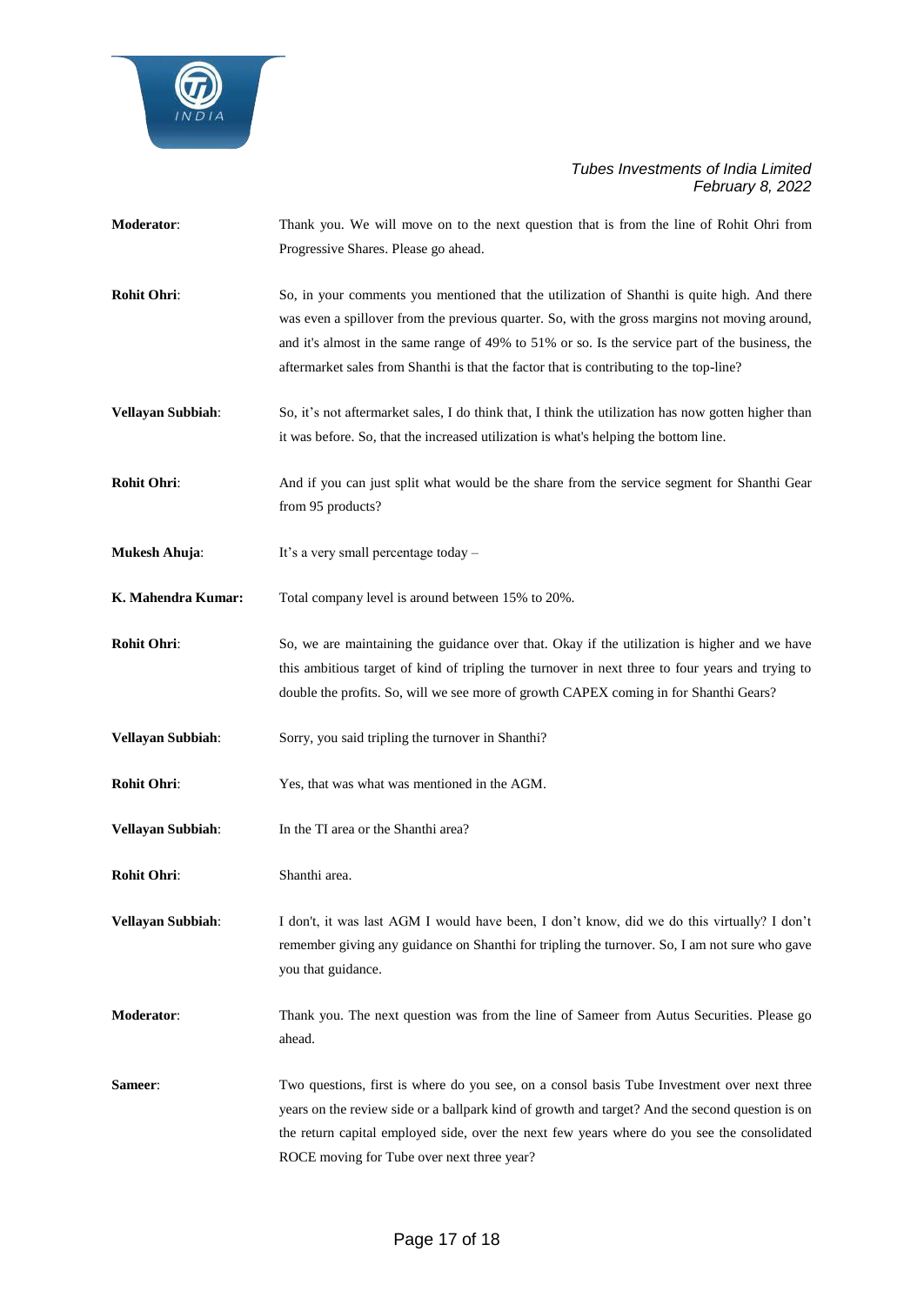**Moderator**: Thank you. We will move on to the next question that is from the line of Rohit Ohri from Progressive Shares. Please go ahead.

**Rohit Ohri**: So, in your comments you mentioned that the utilization of Shanthi is quite high. And there was even a spillover from the previous quarter. So, with the gross margins not moving around, and it's almost in the same range of 49% to 51% or so. Is the service part of the business, the aftermarket sales from Shanthi is that the factor that is contributing to the top-line?

**Vellayan Subbiah**: So, it's not aftermarket sales, I do think that, I think the utilization has now gotten higher than it was before. So, that the increased utilization is what's helping the bottom line.

**Rohit Ohri**: And if you can just split what would be the share from the service segment for Shanthi Gear from 95 products?

**Mukesh Ahuja**: It's a very small percentage today –

**K. Mahendra Kumar:** Total company level is around between 15% to 20%.

**Rohit Ohri**: So, we are maintaining the guidance over that. Okay if the utilization is higher and we have this ambitious target of kind of tripling the turnover in next three to four years and trying to double the profits. So, will we see more of growth CAPEX coming in for Shanthi Gears?

**Vellayan Subbiah**: Sorry, you said tripling the turnover in Shanthi?

**Rohit Ohri**: Yes, that was what was mentioned in the AGM.

**Vellayan Subbiah**: In the TI area or the Shanthi area?

**Rohit Ohri**: Shanthi area.

**Vellayan Subbiah**: I don't, it was last AGM I would have been, I don't know, did we do this virtually? I don't remember giving any guidance on Shanthi for tripling the turnover. So, I am not sure who gave you that guidance.

**Moderator**: Thank you. The next question was from the line of Sameer from Autus Securities. Please go ahead.

**Sameer**: Two questions, first is where do you see, on a consol basis Tube Investment over next three years on the review side or a ballpark kind of growth and target? And the second question is on the return capital employed side, over the next few years where do you see the consolidated ROCE moving for Tube over next three year?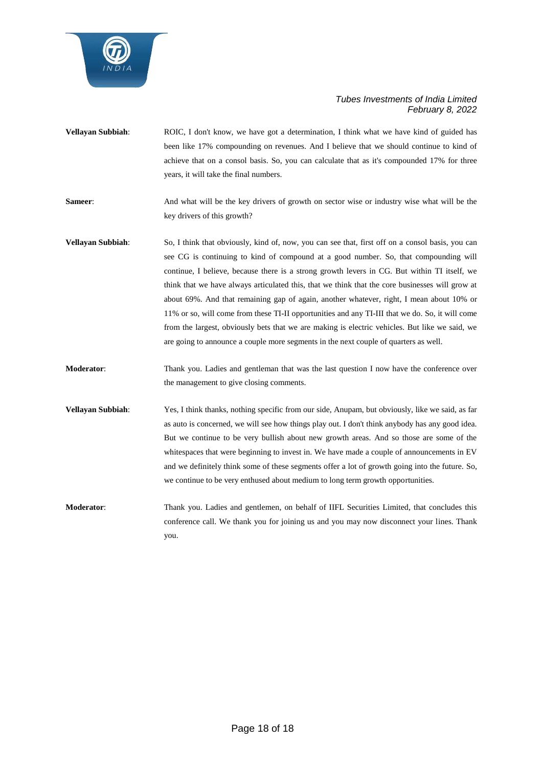**Vellayan Subbiah**: ROIC, I don't know, we have got a determination, I think what we have kind of guided has been like 17% compounding on revenues. And I believe that we should continue to kind of achieve that on a consol basis. So, you can calculate that as it's compounded 17% for three years, it will take the final numbers.

**Sameer**: And what will be the key drivers of growth on sector wise or industry wise what will be the key drivers of this growth?

**Vellayan Subbiah**: So, I think that obviously, kind of, now, you can see that, first off on a consol basis, you can see CG is continuing to kind of compound at a good number. So, that compounding will continue, I believe, because there is a strong growth levers in CG. But within TI itself, we think that we have always articulated this, that we think that the core businesses will grow at about 69%. And that remaining gap of again, another whatever, right, I mean about 10% or 11% or so, will come from these TI-II opportunities and any TI-III that we do. So, it will come from the largest, obviously bets that we are making is electric vehicles. But like we said, we are going to announce a couple more segments in the next couple of quarters as well.

**Moderator**: Thank you. Ladies and gentleman that was the last question I now have the conference over the management to give closing comments.

**Vellayan Subbiah**: Yes, I think thanks, nothing specific from our side, Anupam, but obviously, like we said, as far as auto is concerned, we will see how things play out. I don't think anybody has any good idea. But we continue to be very bullish about new growth areas. And so those are some of the whitespaces that were beginning to invest in. We have made a couple of announcements in EV and we definitely think some of these segments offer a lot of growth going into the future. So, we continue to be very enthused about medium to long term growth opportunities.

**Moderator**: Thank you. Ladies and gentlemen, on behalf of IIFL Securities Limited, that concludes this conference call. We thank you for joining us and you may now disconnect your lines. Thank you.